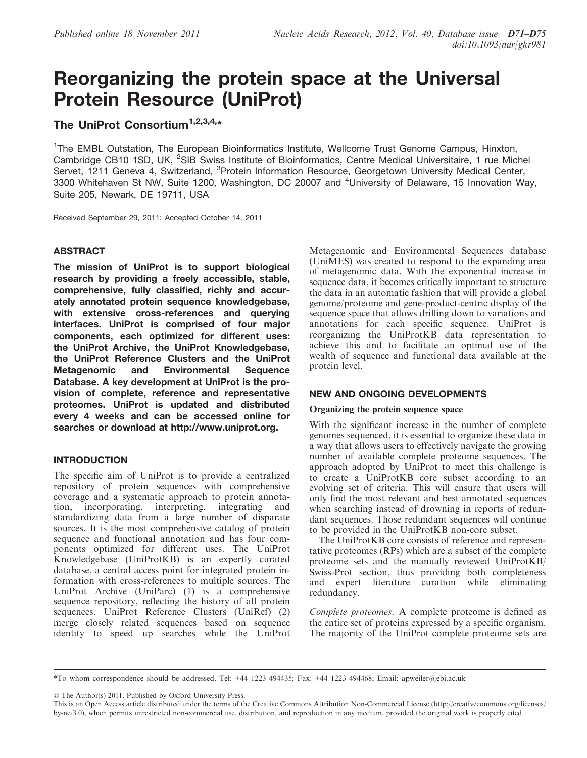# Reorganizing the protein space at the Universal Protein Resource (UniProt)

**The UniProt Consortium**[1,2,3,4,*]

[1]The EMBL Outstation, The European Bioinformatics Institute, Wellcome Trust Genome Campus, Hinxton, Cambridge CB10 1SD, UK, [2]SIB Swiss Institute of Bioinformatics, Centre Medical Universitaire, 1 rue Michel Servet, 1211 Geneva 4, Switzerland, [3]Protein Information Resource, Georgetown University Medical Center, 3300 Whitehaven St NW, Suite 1200, Washington, DC 20007 and [4]University of Delaware, 15 Innovation Way, Suite 205, Newark, DE 19711, USA

Received September 29, 2011; Accepted October 14, 2011

## ABSTRACT

**The mission of UniProt is to support biological research by providing a freely accessible, stable, comprehensive, fully classified, richly and accurately annotated protein sequence knowledgebase, with extensive cross-references and querying interfaces. UniProt is comprised of four major components, each optimized for different uses: the UniProt Archive, the UniProt Knowledgebase, the UniProt Reference Clusters and the UniProt Metagenomic and Environmental Sequence Database. A key development at UniProt is the provision of complete, reference and representative proteomes. UniProt is updated and distributed every 4 weeks and can be accessed online for searches or download at http://www.uniprot.org.**

## INTRODUCTION

The specific aim of UniProt is to provide a centralized repository of protein sequences with comprehensive coverage and a systematic approach to protein annotation, incorporating, interpreting, integrating and standardizing data from a large number of disparate sources. It is the most comprehensive catalog of protein sequence and functional annotation and has four components optimized for different uses. The UniProt Knowledgebase (UniProtKB) is an expertly curated database, a central access point for integrated protein information with cross-references to multiple sources. The UniProt Archive (UniParc) (1) is a comprehensive sequence repository, reflecting the history of all protein sequences. UniProt Reference Clusters (UniRef) (2) merge closely related sequences based on sequence identity to speed up searches while the UniProt Metagenomic and Environmental Sequences database (UniMES) was created to respond to the expanding area of metagenomic data. With the exponential increase in sequence data, it becomes critically important to structure the data in an automatic fashion that will provide a global genome/proteome and gene-product-centric display of the sequence space that allows drilling down to variations and annotations for each specific sequence. UniProt is reorganizing the UniProtKB data representation to achieve this and to facilitate an optimal use of the wealth of sequence and functional data available at the protein level.

## NEW AND ONGOING DEVELOPMENTS

### Organizing the protein sequence space

With the significant increase in the number of complete genomes sequenced, it is essential to organize these data in a way that allows users to effectively navigate the growing number of available complete proteome sequences. The approach adopted by UniProt to meet this challenge is to create a UniProtKB core subset according to an evolving set of criteria. This will ensure that users will only find the most relevant and best annotated sequences when searching instead of drowning in reports of redundant sequences. Those redundant sequences will continue to be provided in the UniProtKB non-core subset.

The UniProtKB core consists of reference and representative proteomes (RPs) which are a subset of the complete proteome sets and the manually reviewed UniProtKB/Swiss-Prot section, thus providing both completeness and expert literature curation while eliminating redundancy.

*Complete proteomes*. A complete proteome is defined as the entire set of proteins expressed by a specific organism. The majority of the UniProt complete proteome sets are

*To whom correspondence should be addressed. Tel: +44 1223 494435; Fax: +44 1223 494468; Email: apweiler@ebi.ac.uk

© The Author(s) 2011. Published by Oxford University Press.
This is an Open Access article distributed under the terms of the Creative Commons Attribution Non-Commercial License (http://creativecommons.org/licenses/by-nc/3.0), which permits unrestricted non-commercial use, distribution, and reproduction in any medium, provided the original work is properly cited.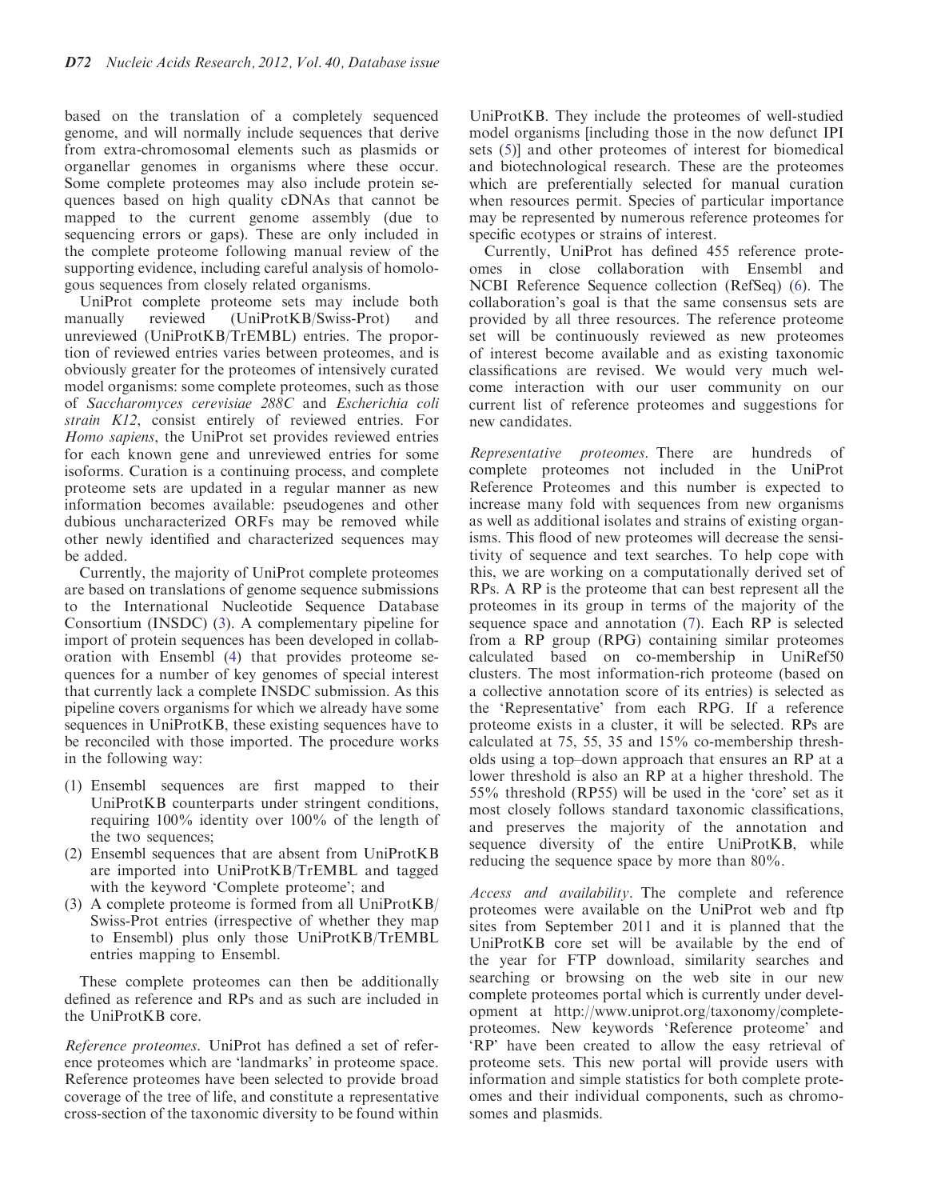based on the translation of a completely sequenced genome, and will normally include sequences that derive from extra-chromosomal elements such as plasmids or organellar genomes in organisms where these occur. Some complete proteomes may also include protein sequences based on high quality cDNAs that cannot be mapped to the current genome assembly (due to sequencing errors or gaps). These are only included in the complete proteome following manual review of the supporting evidence, including careful analysis of homologous sequences from closely related organisms.

UniProt complete proteome sets may include both manually reviewed (UniProtKB/Swiss-Prot) and unreviewed (UniProtKB/TrEMBL) entries. The proportion of reviewed entries varies between proteomes, and is obviously greater for the proteomes of intensively curated model organisms: some complete proteomes, such as those of *Saccharomyces cerevisiae 288C* and *Escherichia coli strain K12*, consist entirely of reviewed entries. For *Homo sapiens*, the UniProt set provides reviewed entries for each known gene and unreviewed entries for some isoforms. Curation is a continuing process, and complete proteome sets are updated in a regular manner as new information becomes available: pseudogenes and other dubious uncharacterized ORFs may be removed while other newly identified and characterized sequences may be added.

Currently, the majority of UniProt complete proteomes are based on translations of genome sequence submissions to the International Nucleotide Sequence Database Consortium (INSDC) (3). A complementary pipeline for import of protein sequences has been developed in collaboration with Ensembl (4) that provides proteome sequences for a number of key genomes of special interest that currently lack a complete INSDC submission. As this pipeline covers organisms for which we already have some sequences in UniProtKB, these existing sequences have to be reconciled with those imported. The procedure works in the following way:

(1) Ensembl sequences are first mapped to their UniProtKB counterparts under stringent conditions, requiring 100% identity over 100% of the length of the two sequences;
(2) Ensembl sequences that are absent from UniProtKB are imported into UniProtKB/TrEMBL and tagged with the keyword 'Complete proteome'; and
(3) A complete proteome is formed from all UniProtKB/Swiss-Prot entries (irrespective of whether they map to Ensembl) plus only those UniProtKB/TrEMBL entries mapping to Ensembl.

These complete proteomes can then be additionally defined as reference and RPs and as such are included in the UniProtKB core.

*Reference proteomes*. UniProt has defined a set of reference proteomes which are 'landmarks' in proteome space. Reference proteomes have been selected to provide broad coverage of the tree of life, and constitute a representative cross-section of the taxonomic diversity to be found within UniProtKB. They include the proteomes of well-studied model organisms [including those in the now defunct IPI sets (5)] and other proteomes of interest for biomedical and biotechnological research. These are the proteomes which are preferentially selected for manual curation when resources permit. Species of particular importance may be represented by numerous reference proteomes for specific ecotypes or strains of interest.

Currently, UniProt has defined 455 reference proteomes in close collaboration with Ensembl and NCBI Reference Sequence collection (RefSeq) (6). The collaboration's goal is that the same consensus sets are provided by all three resources. The reference proteome set will be continuously reviewed as new proteomes of interest become available and as existing taxonomic classifications are revised. We would very much welcome interaction with our user community on our current list of reference proteomes and suggestions for new candidates.

*Representative proteomes*. There are hundreds of complete proteomes not included in the UniProt Reference Proteomes and this number is expected to increase many fold with sequences from new organisms as well as additional isolates and strains of existing organisms. This flood of new proteomes will decrease the sensitivity of sequence and text searches. To help cope with this, we are working on a computationally derived set of RPs. A RP is the proteome that can best represent all the proteomes in its group in terms of the majority of the sequence space and annotation (7). Each RP is selected from a RP group (RPG) containing similar proteomes calculated based on co-membership in UniRef50 clusters. The most information-rich proteome (based on a collective annotation score of its entries) is selected as the 'Representative' from each RPG. If a reference proteome exists in a cluster, it will be selected. RPs are calculated at 75, 55, 35 and 15% co-membership thresholds using a top–down approach that ensures an RP at a lower threshold is also an RP at a higher threshold. The 55% threshold (RP55) will be used in the 'core' set as it most closely follows standard taxonomic classifications, and preserves the majority of the annotation and sequence diversity of the entire UniProtKB, while reducing the sequence space by more than 80%.

*Access and availability*. The complete and reference proteomes were available on the UniProt web and ftp sites from September 2011 and it is planned that the UniProtKB core set will be available by the end of the year for FTP download, similarity searches and searching or browsing on the web site in our new complete proteomes portal which is currently under development at http://www.uniprot.org/taxonomy/complete-proteomes. New keywords 'Reference proteome' and 'RP' have been created to allow the easy retrieval of proteome sets. This new portal will provide users with information and simple statistics for both complete proteomes and their individual components, such as chromosomes and plasmids.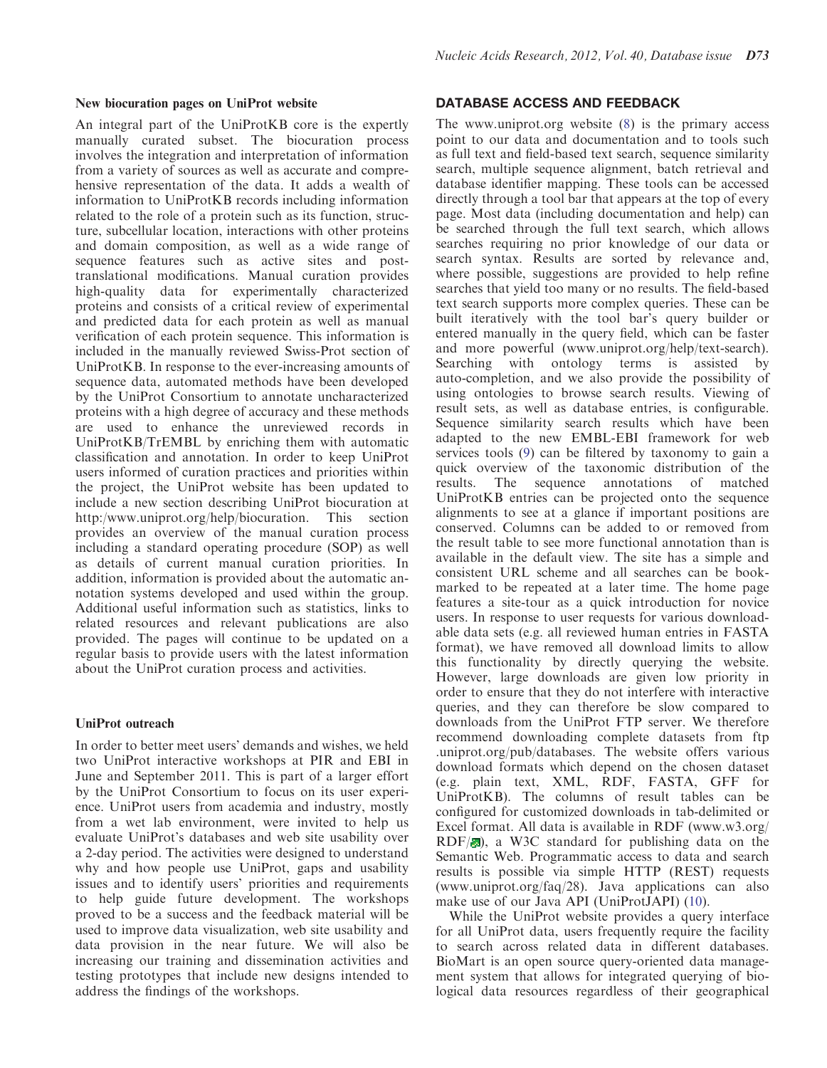### New biocuration pages on UniProt website

An integral part of the UniProtKB core is the expertly manually curated subset. The biocuration process involves the integration and interpretation of information from a variety of sources as well as accurate and comprehensive representation of the data. It adds a wealth of information to UniProtKB records including information related to the role of a protein such as its function, structure, subcellular location, interactions with other proteins and domain composition, as well as a wide range of sequence features such as active sites and post-translational modifications. Manual curation provides high-quality data for experimentally characterized proteins and consists of a critical review of experimental and predicted data for each protein as well as manual verification of each protein sequence. This information is included in the manually reviewed Swiss-Prot section of UniProtKB. In response to the ever-increasing amounts of sequence data, automated methods have been developed by the UniProt Consortium to annotate uncharacterized proteins with a high degree of accuracy and these methods are used to enhance the unreviewed records in UniProtKB/TrEMBL by enriching them with automatic classification and annotation. In order to keep UniProt users informed of curation practices and priorities within the project, the UniProt website has been updated to include a new section describing UniProt biocuration at http:/www.uniprot.org/help/biocuration. This section provides an overview of the manual curation process including a standard operating procedure (SOP) as well as details of current manual curation priorities. In addition, information is provided about the automatic annotation systems developed and used within the group. Additional useful information such as statistics, links to related resources and relevant publications are also provided. The pages will continue to be updated on a regular basis to provide users with the latest information about the UniProt curation process and activities.

### UniProt outreach

In order to better meet users' demands and wishes, we held two UniProt interactive workshops at PIR and EBI in June and September 2011. This is part of a larger effort by the UniProt Consortium to focus on its user experience. UniProt users from academia and industry, mostly from a wet lab environment, were invited to help us evaluate UniProt's databases and web site usability over a 2-day period. The activities were designed to understand why and how people use UniProt, gaps and usability issues and to identify users' priorities and requirements to help guide future development. The workshops proved to be a success and the feedback material will be used to improve data visualization, web site usability and data provision in the near future. We will also be increasing our training and dissemination activities and testing prototypes that include new designs intended to address the findings of the workshops.

## DATABASE ACCESS AND FEEDBACK

The www.uniprot.org website (8) is the primary access point to our data and documentation and to tools such as full text and field-based text search, sequence similarity search, multiple sequence alignment, batch retrieval and database identifier mapping. These tools can be accessed directly through a tool bar that appears at the top of every page. Most data (including documentation and help) can be searched through the full text search, which allows searches requiring no prior knowledge of our data or search syntax. Results are sorted by relevance and, where possible, suggestions are provided to help refine searches that yield too many or no results. The field-based text search supports more complex queries. These can be built iteratively with the tool bar's query builder or entered manually in the query field, which can be faster and more powerful (www.uniprot.org/help/text-search). Searching with ontology terms is assisted by auto-completion, and we also provide the possibility of using ontologies to browse search results. Viewing of result sets, as well as database entries, is configurable. Sequence similarity search results which have been adapted to the new EMBL-EBI framework for web services tools (9) can be filtered by taxonomy to gain a quick overview of the taxonomic distribution of the results. The sequence annotations of matched UniProtKB entries can be projected onto the sequence alignments to see at a glance if important positions are conserved. Columns can be added to or removed from the result table to see more functional annotation than is available in the default view. The site has a simple and consistent URL scheme and all searches can be bookmarked to be repeated at a later time. The home page features a site-tour as a quick introduction for novice users. In response to user requests for various downloadable data sets (e.g. all reviewed human entries in FASTA format), we have removed all download limits to allow this functionality by directly querying the website. However, large downloads are given low priority in order to ensure that they do not interfere with interactive queries, and they can therefore be slow compared to downloads from the UniProt FTP server. We therefore recommend downloading complete datasets from ftp.uniprot.org/pub/databases. The website offers various download formats which depend on the chosen dataset (e.g. plain text, XML, RDF, FASTA, GFF for UniProtKB). The columns of result tables can be configured for customized downloads in tab-delimited or Excel format. All data is available in RDF (www.w3.org/RDF/), a W3C standard for publishing data on the Semantic Web. Programmatic access to data and search results is possible via simple HTTP (REST) requests (www.uniprot.org/faq/28). Java applications can also make use of our Java API (UniProtJAPI) (10).

While the UniProt website provides a query interface for all UniProt data, users frequently require the facility to search across related data in different databases. BioMart is an open source query-oriented data management system that allows for integrated querying of biological data resources regardless of their geographical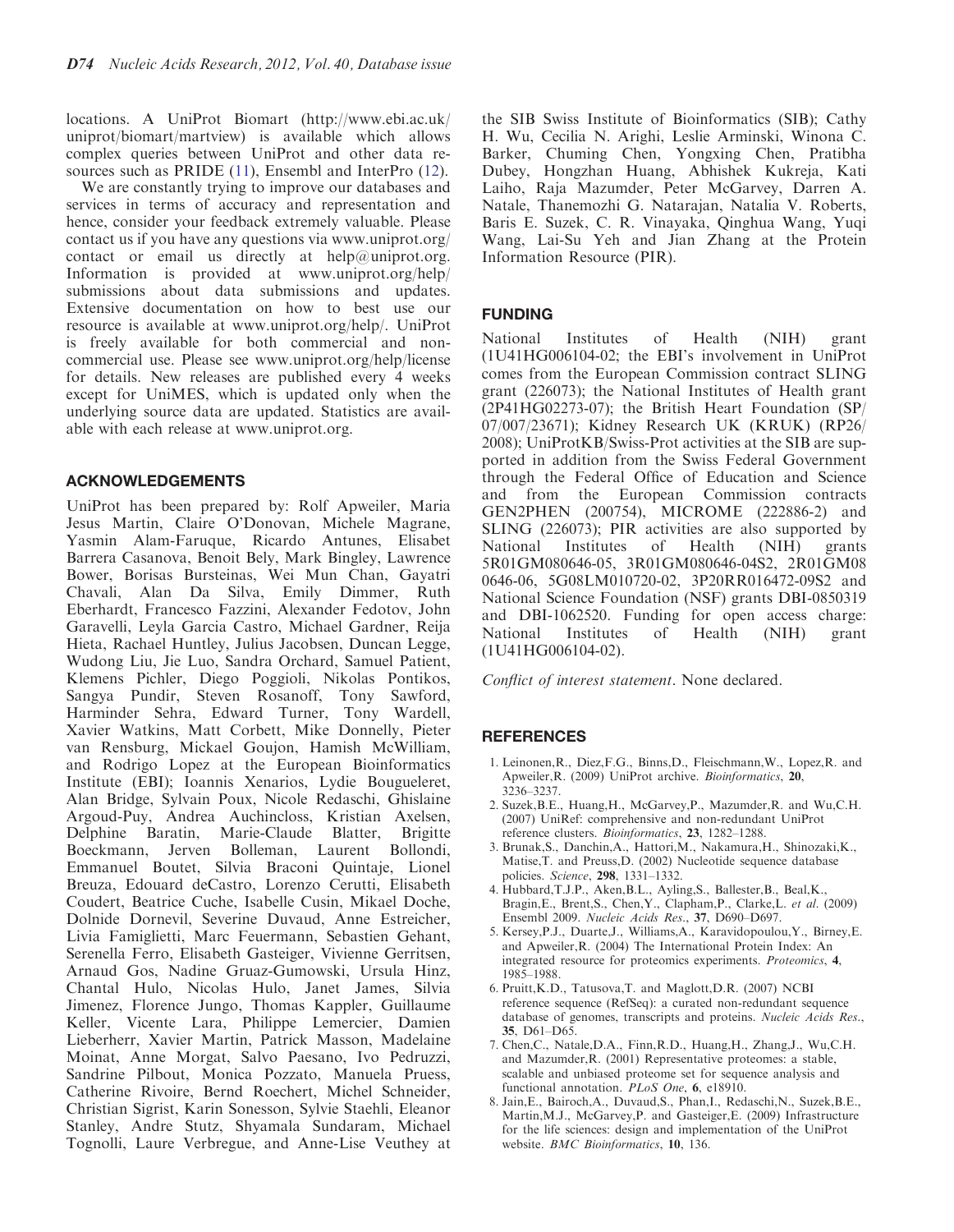locations. A UniProt Biomart (http://www.ebi.ac.uk/uniprot/biomart/martview) is available which allows complex queries between UniProt and other data resources such as PRIDE (11), Ensembl and InterPro (12).

We are constantly trying to improve our databases and services in terms of accuracy and representation and hence, consider your feedback extremely valuable. Please contact us if you have any questions via www.uniprot.org/contact or email us directly at help@uniprot.org. Information is provided at www.uniprot.org/help/submissions about data submissions and updates. Extensive documentation on how to best use our resource is available at www.uniprot.org/help/. UniProt is freely available for both commercial and non-commercial use. Please see www.uniprot.org/help/license for details. New releases are published every 4 weeks except for UniMES, which is updated only when the underlying source data are updated. Statistics are available with each release at www.uniprot.org.

## ACKNOWLEDGEMENTS

UniProt has been prepared by: Rolf Apweiler, Maria Jesus Martin, Claire O'Donovan, Michele Magrane, Yasmin Alam-Faruque, Ricardo Antunes, Elisabet Barrera Casanova, Benoit Bely, Mark Bingley, Lawrence Bower, Borisas Bursteinas, Wei Mun Chan, Gayatri Chavali, Alan Da Silva, Emily Dimmer, Ruth Eberhardt, Francesco Fazzini, Alexander Fedotov, John Garavelli, Leyla Garcia Castro, Michael Gardner, Reija Hieta, Rachael Huntley, Julius Jacobsen, Duncan Legge, Wudong Liu, Jie Luo, Sandra Orchard, Samuel Patient, Klemens Pichler, Diego Poggioli, Nikolas Pontikos, Sangya Pundir, Steven Rosanoff, Tony Sawford, Harminder Sehra, Edward Turner, Tony Wardell, Xavier Watkins, Matt Corbett, Mike Donnelly, Pieter van Rensburg, Mickael Goujon, Hamish McWilliam, and Rodrigo Lopez at the European Bioinformatics Institute (EBI); Ioannis Xenarios, Lydie Bougueleret, Alan Bridge, Sylvain Poux, Nicole Redaschi, Ghislaine Argoud-Puy, Andrea Auchincloss, Kristian Axelsen, Delphine Baratin, Marie-Claude Blatter, Brigitte Boeckmann, Jerven Bolleman, Laurent Bollondi, Emmanuel Boutet, Silvia Braconi Quintaje, Lionel Breuza, Edouard deCastro, Lorenzo Cerutti, Elisabeth Coudert, Beatrice Cuche, Isabelle Cusin, Mikael Doche, Dolnide Dornevil, Severine Duvaud, Anne Estreicher, Livia Famiglietti, Marc Feuermann, Sebastien Gehant, Serenella Ferro, Elisabeth Gasteiger, Vivienne Gerritsen, Arnaud Gos, Nadine Gruaz-Gumowski, Ursula Hinz, Chantal Hulo, Nicolas Hulo, Janet James, Silvia Jimenez, Florence Jungo, Thomas Kappler, Guillaume Keller, Vicente Lara, Philippe Lemercier, Damien Lieberherr, Xavier Martin, Patrick Masson, Madelaine Moinat, Anne Morgat, Salvo Paesano, Ivo Pedruzzi, Sandrine Pilbout, Monica Pozzato, Manuela Pruess, Catherine Rivoire, Bernd Roechert, Michel Schneider, Christian Sigrist, Karin Sonesson, Sylvie Staehli, Eleanor Stanley, Andre Stutz, Shyamala Sundaram, Michael Tognolli, Laure Verbregue, and Anne-Lise Veuthey at the SIB Swiss Institute of Bioinformatics (SIB); Cathy H. Wu, Cecilia N. Arighi, Leslie Arminski, Winona C. Barker, Chuming Chen, Yongxing Chen, Pratibha Dubey, Hongzhan Huang, Abhishek Kukreja, Kati Laiho, Raja Mazumder, Peter McGarvey, Darren A. Natale, Thanemozhi G. Natarajan, Natalia V. Roberts, Baris E. Suzek, C. R. Vinayaka, Qinghua Wang, Yuqi Wang, Lai-Su Yeh and Jian Zhang at the Protein Information Resource (PIR).

## FUNDING

National Institutes of Health (NIH) grant (1U41HG006104-02; the EBI's involvement in UniProt comes from the European Commission contract SLING grant (226073); the National Institutes of Health grant (2P41HG02273-07); the British Heart Foundation (SP/07/007/23671); Kidney Research UK (KRUK) (RP26/2008); UniProtKB/Swiss-Prot activities at the SIB are supported in addition from the Swiss Federal Government through the Federal Office of Education and Science and from the European Commission contracts GEN2PHEN (200754), MICROME (222886-2) and SLING (226073); PIR activities are also supported by National Institutes of Health (NIH) grants 5R01GM080646-05, 3R01GM080646-04S2, 2R01GM080646-06, 5G08LM010720-02, 3P20RR016472-09S2 and National Science Foundation (NSF) grants DBI-0850319 and DBI-1062520. Funding for open access charge: National Institutes of Health (NIH) grant (1U41HG006104-02).

*Conflict of interest statement*. None declared.

## REFERENCES

1. Leinonen,R., Diez,F.G., Binns,D., Fleischmann,W., Lopez,R. and Apweiler,R. (2009) UniProt archive. *Bioinformatics*, **20**, 3236–3237.
2. Suzek,B.E., Huang,H., McGarvey,P., Mazumder,R. and Wu,C.H. (2007) UniRef: comprehensive and non-redundant UniProt reference clusters. *Bioinformatics*, **23**, 1282–1288.
3. Brunak,S., Danchin,A., Hattori,M., Nakamura,H., Shinozaki,K., Matise,T. and Preuss,D. (2002) Nucleotide sequence database policies. *Science*, **298**, 1331–1332.
4. Hubbard,T.J.P., Aken,B.L., Ayling,S., Ballester,B., Beal,K., Bragin,E., Brent,S., Chen,Y., Clapham,P., Clarke,L. *et al.* (2009) Ensembl 2009. *Nucleic Acids Res.*, **37**, D690–D697.
5. Kersey,P.J., Duarte,J., Williams,A., Karavidopoulou,Y., Birney,E. and Apweiler,R. (2004) The International Protein Index: An integrated resource for proteomics experiments. *Proteomics*, **4**, 1985–1988.
6. Pruitt,K.D., Tatusova,T. and Maglott,D.R. (2007) NCBI reference sequence (RefSeq): a curated non-redundant sequence database of genomes, transcripts and proteins. *Nucleic Acids Res.*, **35**, D61–D65.
7. Chen,C., Natale,D.A., Finn,R.D., Huang,H., Zhang,J., Wu,C.H. and Mazumder,R. (2001) Representative proteomes: a stable, scalable and unbiased proteome set for sequence analysis and functional annotation. *PLoS One*, **6**, e18910.
8. Jain,E., Bairoch,A., Duvaud,S., Phan,I., Redaschi,N., Suzek,B.E., Martin,M.J., McGarvey,P. and Gasteiger,E. (2009) Infrastructure for the life sciences: design and implementation of the UniProt website. *BMC Bioinformatics*, **10**, 136.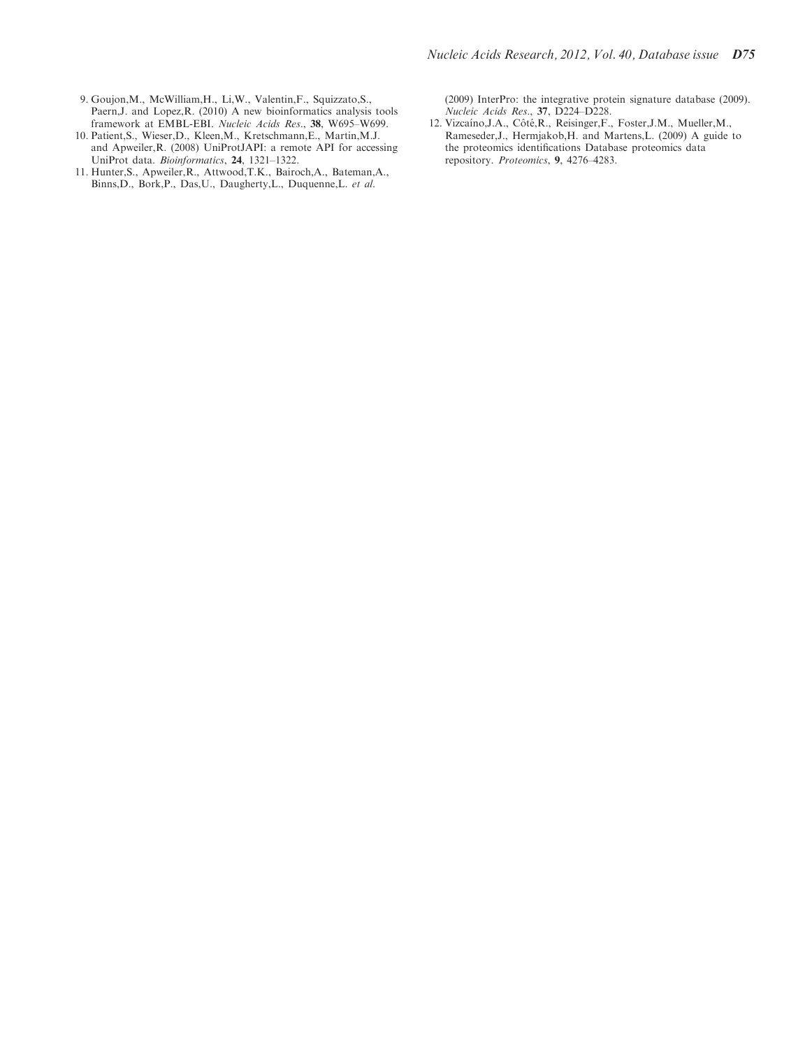9. Goujon,M., McWilliam,H., Li,W., Valentin,F., Squizzato,S., Paern,J. and Lopez,R. (2010) A new bioinformatics analysis tools framework at EMBL-EBI. *Nucleic Acids Res.*, **38**, W695–W699.
10. Patient,S., Wieser,D., Kleen,M., Kretschmann,E., Martin,M.J. and Apweiler,R. (2008) UniProtJAPI: a remote API for accessing UniProt data. *Bioinformatics*, **24**, 1321–1322.
11. Hunter,S., Apweiler,R., Attwood,T.K., Bairoch,A., Bateman,A., Binns,D., Bork,P., Das,U., Daugherty,L., Duquenne,L. *et al.* (2009) InterPro: the integrative protein signature database (2009). *Nucleic Acids Res.*, **37**, D224–D228.
12. Vizcaíno,J.A., Côté,R., Reisinger,F., Foster,J.M., Mueller,M., Rameseder,J., Hermjakob,H. and Martens,L. (2009) A guide to the proteomics identifications Database proteomics data repository. *Proteomics*, **9**, 4276–4283.